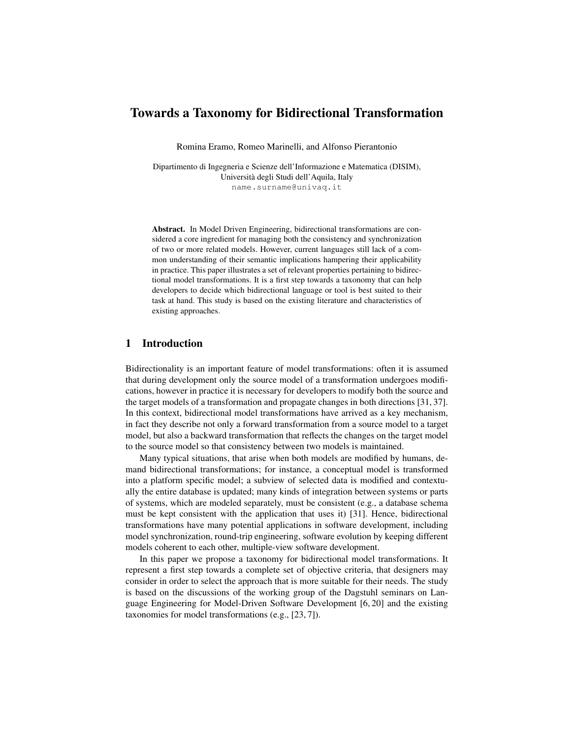# Towards a Taxonomy for Bidirectional Transformation

Romina Eramo, Romeo Marinelli, and Alfonso Pierantonio

Dipartimento di Ingegneria e Scienze dell'Informazione e Matematica (DISIM),
Università degli Studi dell'Aquila, Italy
name.surname@univaq.it

**Abstract.** In Model Driven Engineering, bidirectional transformations are considered a core ingredient for managing both the consistency and synchronization of two or more related models. However, current languages still lack of a common understanding of their semantic implications hampering their applicability in practice. This paper illustrates a set of relevant properties pertaining to bidirectional model transformations. It is a first step towards a taxonomy that can help developers to decide which bidirectional language or tool is best suited to their task at hand. This study is based on the existing literature and characteristics of existing approaches.

## 1 Introduction

Bidirectionality is an important feature of model transformations: often it is assumed that during development only the source model of a transformation undergoes modifications, however in practice it is necessary for developers to modify both the source and the target models of a transformation and propagate changes in both directions [31, 37]. In this context, bidirectional model transformations have arrived as a key mechanism, in fact they describe not only a forward transformation from a source model to a target model, but also a backward transformation that reflects the changes on the target model to the source model so that consistency between two models is maintained.

Many typical situations, that arise when both models are modified by humans, demand bidirectional transformations; for instance, a conceptual model is transformed into a platform specific model; a subview of selected data is modified and contextually the entire database is updated; many kinds of integration between systems or parts of systems, which are modeled separately, must be consistent (e.g., a database schema must be kept consistent with the application that uses it) [31]. Hence, bidirectional transformations have many potential applications in software development, including model synchronization, round-trip engineering, software evolution by keeping different models coherent to each other, multiple-view software development.

In this paper we propose a taxonomy for bidirectional model transformations. It represent a first step towards a complete set of objective criteria, that designers may consider in order to select the approach that is more suitable for their needs. The study is based on the discussions of the working group of the Dagstuhl seminars on Language Engineering for Model-Driven Software Development [6, 20] and the existing taxonomies for model transformations (e.g., [23, 7]).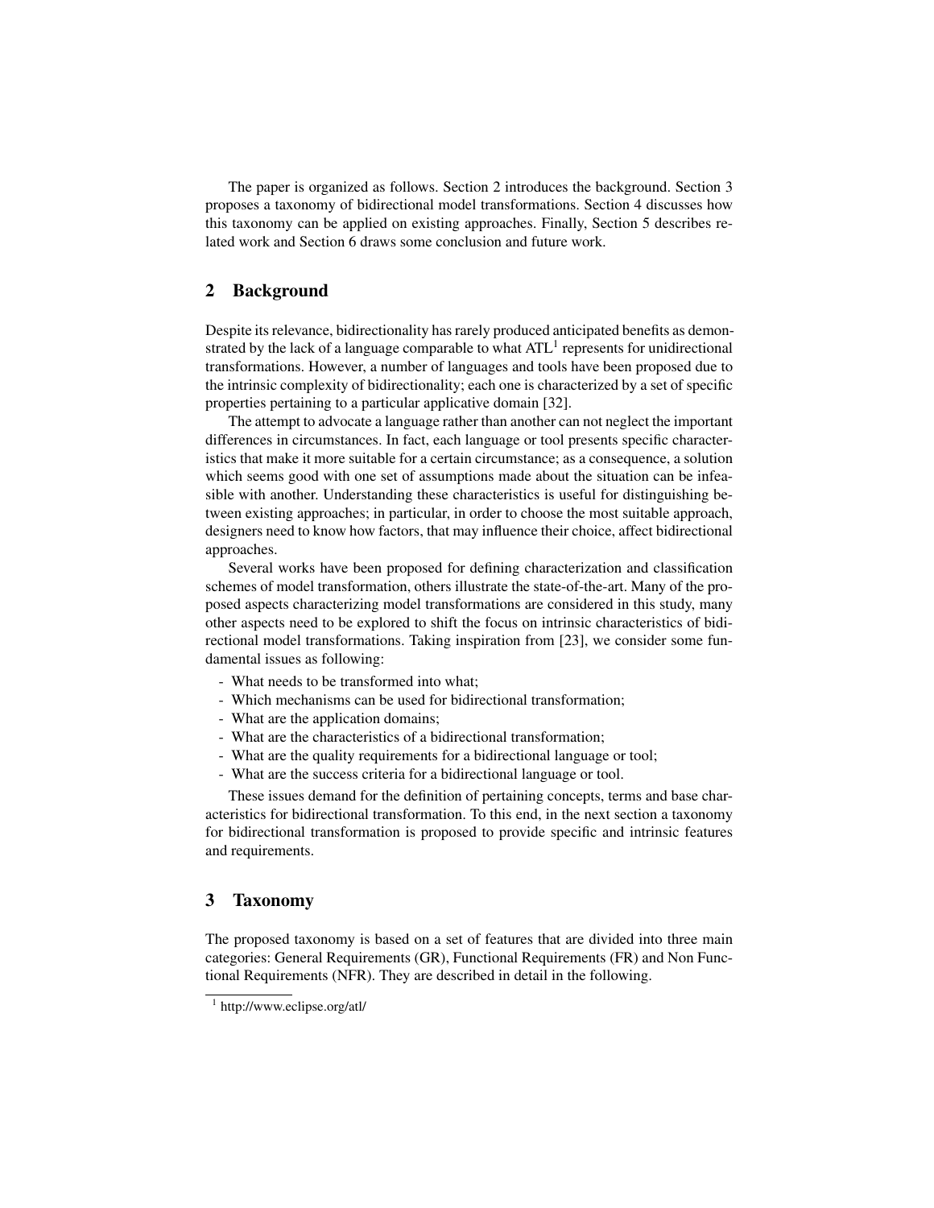The paper is organized as follows. Section 2 introduces the background. Section 3 proposes a taxonomy of bidirectional model transformations. Section 4 discusses how this taxonomy can be applied on existing approaches. Finally, Section 5 describes related work and Section 6 draws some conclusion and future work.

## 2 Background

Despite its relevance, bidirectionality has rarely produced anticipated benefits as demonstrated by the lack of a language comparable to what ATL[1] represents for unidirectional transformations. However, a number of languages and tools have been proposed due to the intrinsic complexity of bidirectionality; each one is characterized by a set of specific properties pertaining to a particular applicative domain [32].

The attempt to advocate a language rather than another can not neglect the important differences in circumstances. In fact, each language or tool presents specific characteristics that make it more suitable for a certain circumstance; as a consequence, a solution which seems good with one set of assumptions made about the situation can be infeasible with another. Understanding these characteristics is useful for distinguishing between existing approaches; in particular, in order to choose the most suitable approach, designers need to know how factors, that may influence their choice, affect bidirectional approaches.

Several works have been proposed for defining characterization and classification schemes of model transformation, others illustrate the state-of-the-art. Many of the proposed aspects characterizing model transformations are considered in this study, many other aspects need to be explored to shift the focus on intrinsic characteristics of bidirectional model transformations. Taking inspiration from [23], we consider some fundamental issues as following:

- What needs to be transformed into what;
- Which mechanisms can be used for bidirectional transformation;
- What are the application domains;
- What are the characteristics of a bidirectional transformation;
- What are the quality requirements for a bidirectional language or tool;
- What are the success criteria for a bidirectional language or tool.

These issues demand for the definition of pertaining concepts, terms and base characteristics for bidirectional transformation. To this end, in the next section a taxonomy for bidirectional transformation is proposed to provide specific and intrinsic features and requirements.

## 3 Taxonomy

The proposed taxonomy is based on a set of features that are divided into three main categories: General Requirements (GR), Functional Requirements (FR) and Non Functional Requirements (NFR). They are described in detail in the following.

[1] http://www.eclipse.org/atl/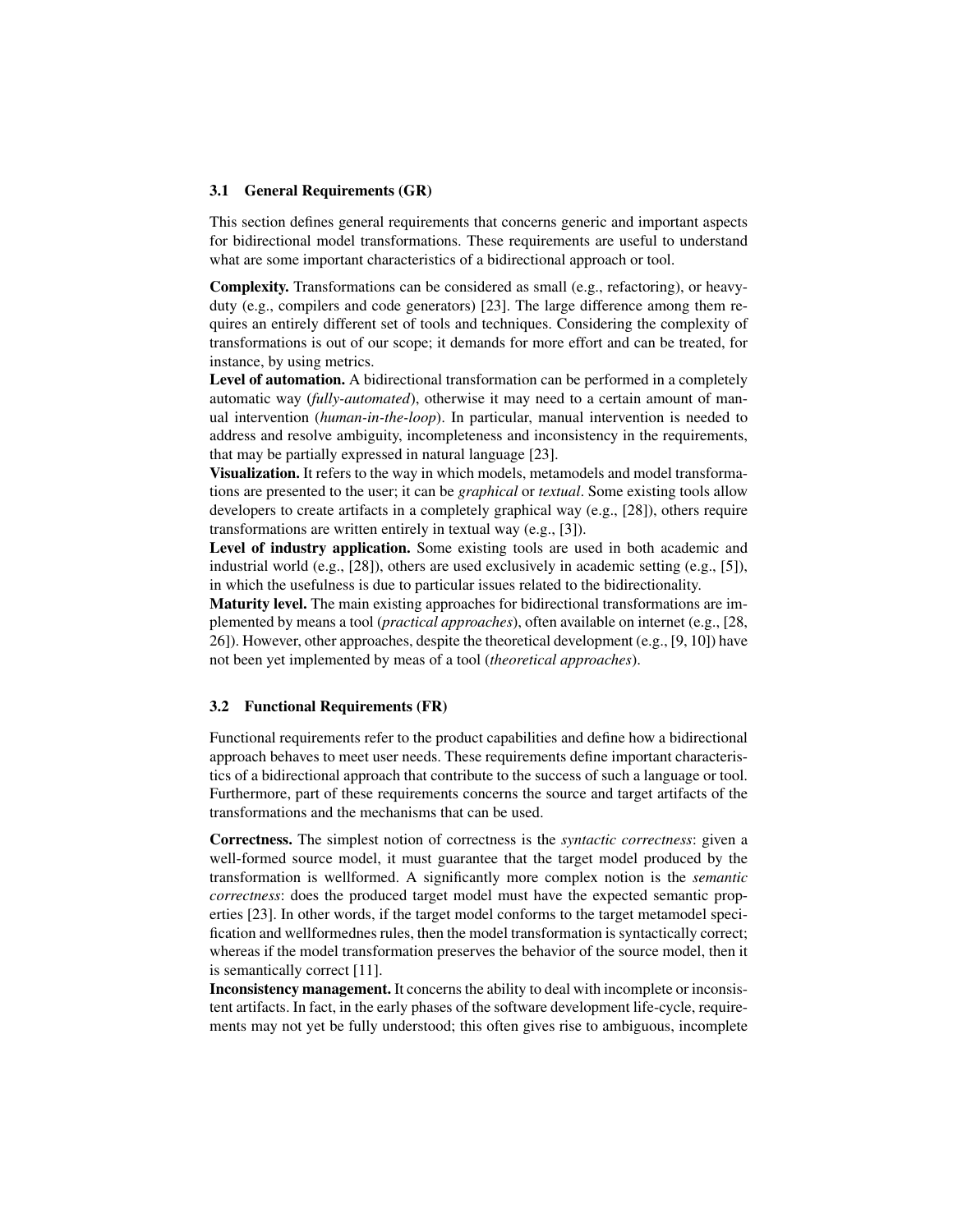### 3.1 General Requirements (GR)

This section defines general requirements that concerns generic and important aspects for bidirectional model transformations. These requirements are useful to understand what are some important characteristics of a bidirectional approach or tool.

**Complexity.** Transformations can be considered as small (e.g., refactoring), or heavy-duty (e.g., compilers and code generators) [23]. The large difference among them requires an entirely different set of tools and techniques. Considering the complexity of transformations is out of our scope; it demands for more effort and can be treated, for instance, by using metrics.

**Level of automation.** A bidirectional transformation can be performed in a completely automatic way (*fully-automated*), otherwise it may need to a certain amount of manual intervention (*human-in-the-loop*). In particular, manual intervention is needed to address and resolve ambiguity, incompleteness and inconsistency in the requirements, that may be partially expressed in natural language [23].

**Visualization.** It refers to the way in which models, metamodels and model transformations are presented to the user; it can be *graphical* or *textual*. Some existing tools allow developers to create artifacts in a completely graphical way (e.g., [28]), others require transformations are written entirely in textual way (e.g., [3]).

**Level of industry application.** Some existing tools are used in both academic and industrial world (e.g., [28]), others are used exclusively in academic setting (e.g., [5]), in which the usefulness is due to particular issues related to the bidirectionality.

**Maturity level.** The main existing approaches for bidirectional transformations are implemented by means a tool (*practical approaches*), often available on internet (e.g., [28, 26]). However, other approaches, despite the theoretical development (e.g., [9, 10]) have not been yet implemented by meas of a tool (*theoretical approaches*).

### 3.2 Functional Requirements (FR)

Functional requirements refer to the product capabilities and define how a bidirectional approach behaves to meet user needs. These requirements define important characteristics of a bidirectional approach that contribute to the success of such a language or tool. Furthermore, part of these requirements concerns the source and target artifacts of the transformations and the mechanisms that can be used.

**Correctness.** The simplest notion of correctness is the *syntactic correctness*: given a well-formed source model, it must guarantee that the target model produced by the transformation is wellformed. A significantly more complex notion is the *semantic correctness*: does the produced target model must have the expected semantic properties [23]. In other words, if the target model conforms to the target metamodel specification and wellformednes rules, then the model transformation is syntactically correct; whereas if the model transformation preserves the behavior of the source model, then it is semantically correct [11].

**Inconsistency management.** It concerns the ability to deal with incomplete or inconsistent artifacts. In fact, in the early phases of the software development life-cycle, requirements may not yet be fully understood; this often gives rise to ambiguous, incomplete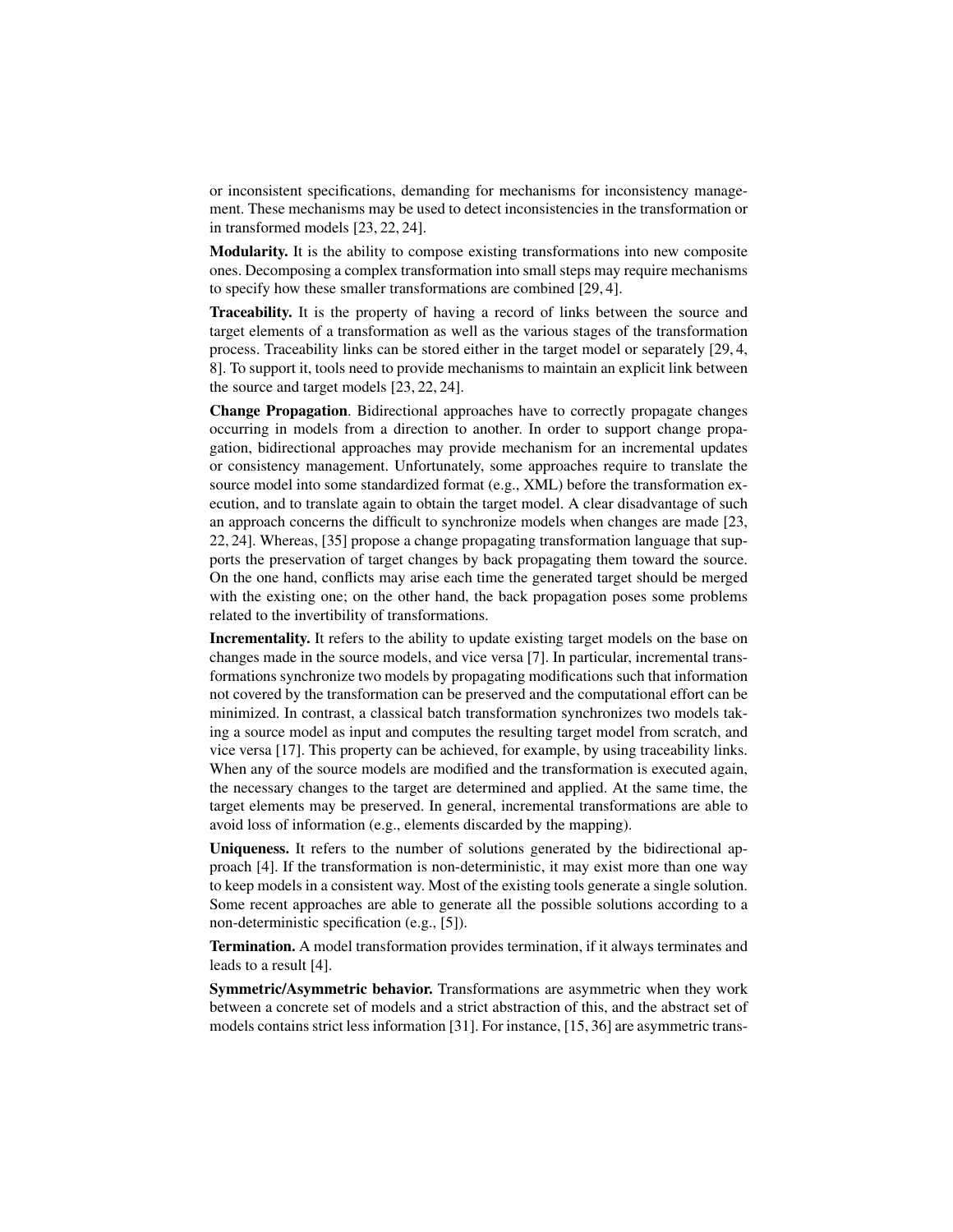or inconsistent specifications, demanding for mechanisms for inconsistency management. These mechanisms may be used to detect inconsistencies in the transformation or in transformed models [23, 22, 24].

**Modularity.** It is the ability to compose existing transformations into new composite ones. Decomposing a complex transformation into small steps may require mechanisms to specify how these smaller transformations are combined [29, 4].

**Traceability.** It is the property of having a record of links between the source and target elements of a transformation as well as the various stages of the transformation process. Traceability links can be stored either in the target model or separately [29, 4, 8]. To support it, tools need to provide mechanisms to maintain an explicit link between the source and target models [23, 22, 24].

**Change Propagation**. Bidirectional approaches have to correctly propagate changes occurring in models from a direction to another. In order to support change propagation, bidirectional approaches may provide mechanism for an incremental updates or consistency management. Unfortunately, some approaches require to translate the source model into some standardized format (e.g., XML) before the transformation execution, and to translate again to obtain the target model. A clear disadvantage of such an approach concerns the difficult to synchronize models when changes are made [23, 22, 24]. Whereas, [35] propose a change propagating transformation language that supports the preservation of target changes by back propagating them toward the source. On the one hand, conflicts may arise each time the generated target should be merged with the existing one; on the other hand, the back propagation poses some problems related to the invertibility of transformations.

**Incrementality.** It refers to the ability to update existing target models on the base on changes made in the source models, and vice versa [7]. In particular, incremental transformations synchronize two models by propagating modifications such that information not covered by the transformation can be preserved and the computational effort can be minimized. In contrast, a classical batch transformation synchronizes two models taking a source model as input and computes the resulting target model from scratch, and vice versa [17]. This property can be achieved, for example, by using traceability links. When any of the source models are modified and the transformation is executed again, the necessary changes to the target are determined and applied. At the same time, the target elements may be preserved. In general, incremental transformations are able to avoid loss of information (e.g., elements discarded by the mapping).

**Uniqueness.** It refers to the number of solutions generated by the bidirectional approach [4]. If the transformation is non-deterministic, it may exist more than one way to keep models in a consistent way. Most of the existing tools generate a single solution. Some recent approaches are able to generate all the possible solutions according to a non-deterministic specification (e.g., [5]).

**Termination.** A model transformation provides termination, if it always terminates and leads to a result [4].

**Symmetric/Asymmetric behavior.** Transformations are asymmetric when they work between a concrete set of models and a strict abstraction of this, and the abstract set of models contains strict less information [31]. For instance, [15, 36] are asymmetric trans-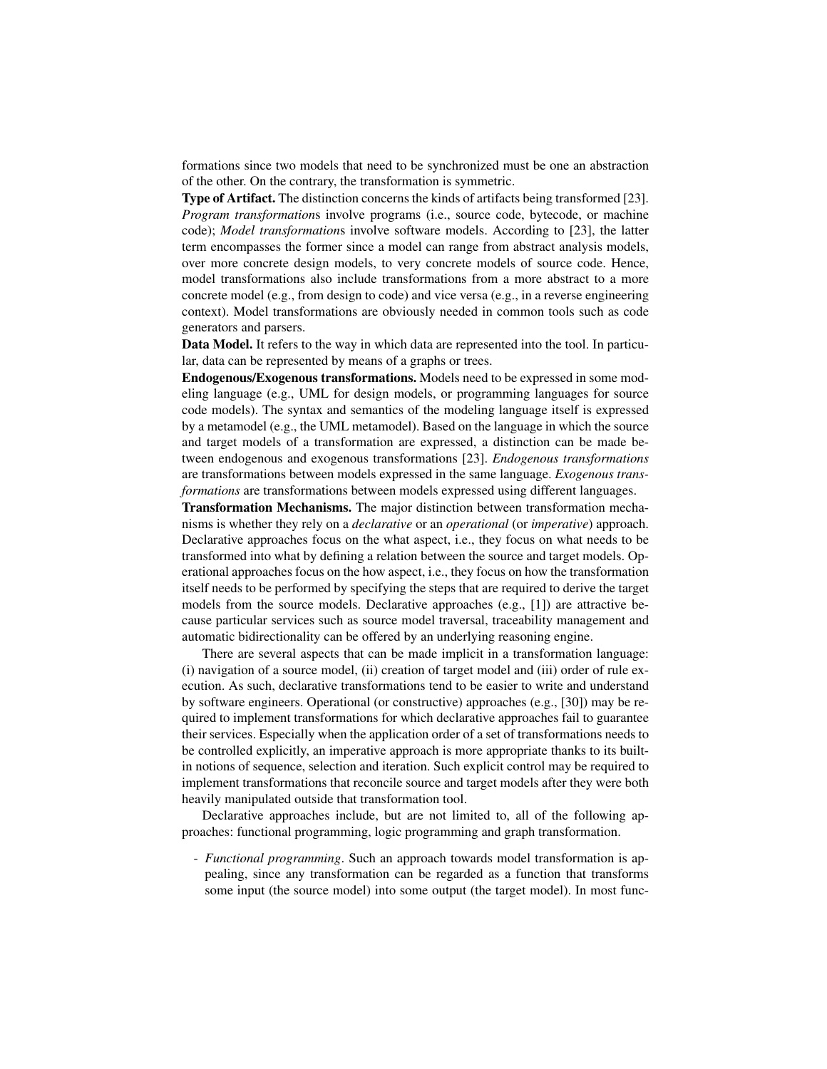formations since two models that need to be synchronized must be one an abstraction of the other. On the contrary, the transformation is symmetric.

**Type of Artifact.** The distinction concerns the kinds of artifacts being transformed [23]. *Program transformation*s involve programs (i.e., source code, bytecode, or machine code); *Model transformation*s involve software models. According to [23], the latter term encompasses the former since a model can range from abstract analysis models, over more concrete design models, to very concrete models of source code. Hence, model transformations also include transformations from a more abstract to a more concrete model (e.g., from design to code) and vice versa (e.g., in a reverse engineering context). Model transformations are obviously needed in common tools such as code generators and parsers.

**Data Model.** It refers to the way in which data are represented into the tool. In particular, data can be represented by means of a graphs or trees.

**Endogenous/Exogenous transformations.** Models need to be expressed in some modeling language (e.g., UML for design models, or programming languages for source code models). The syntax and semantics of the modeling language itself is expressed by a metamodel (e.g., the UML metamodel). Based on the language in which the source and target models of a transformation are expressed, a distinction can be made between endogenous and exogenous transformations [23]. *Endogenous transformations* are transformations between models expressed in the same language. *Exogenous transformations* are transformations between models expressed using different languages.

**Transformation Mechanisms.** The major distinction between transformation mechanisms is whether they rely on a *declarative* or an *operational* (or *imperative*) approach. Declarative approaches focus on the what aspect, i.e., they focus on what needs to be transformed into what by defining a relation between the source and target models. Operational approaches focus on the how aspect, i.e., they focus on how the transformation itself needs to be performed by specifying the steps that are required to derive the target models from the source models. Declarative approaches (e.g., [1]) are attractive because particular services such as source model traversal, traceability management and automatic bidirectionality can be offered by an underlying reasoning engine.

There are several aspects that can be made implicit in a transformation language: (i) navigation of a source model, (ii) creation of target model and (iii) order of rule execution. As such, declarative transformations tend to be easier to write and understand by software engineers. Operational (or constructive) approaches (e.g., [30]) may be required to implement transformations for which declarative approaches fail to guarantee their services. Especially when the application order of a set of transformations needs to be controlled explicitly, an imperative approach is more appropriate thanks to its built-in notions of sequence, selection and iteration. Such explicit control may be required to implement transformations that reconcile source and target models after they were both heavily manipulated outside that transformation tool.

Declarative approaches include, but are not limited to, all of the following approaches: functional programming, logic programming and graph transformation.

- *Functional programming*. Such an approach towards model transformation is appealing, since any transformation can be regarded as a function that transforms some input (the source model) into some output (the target model). In most func-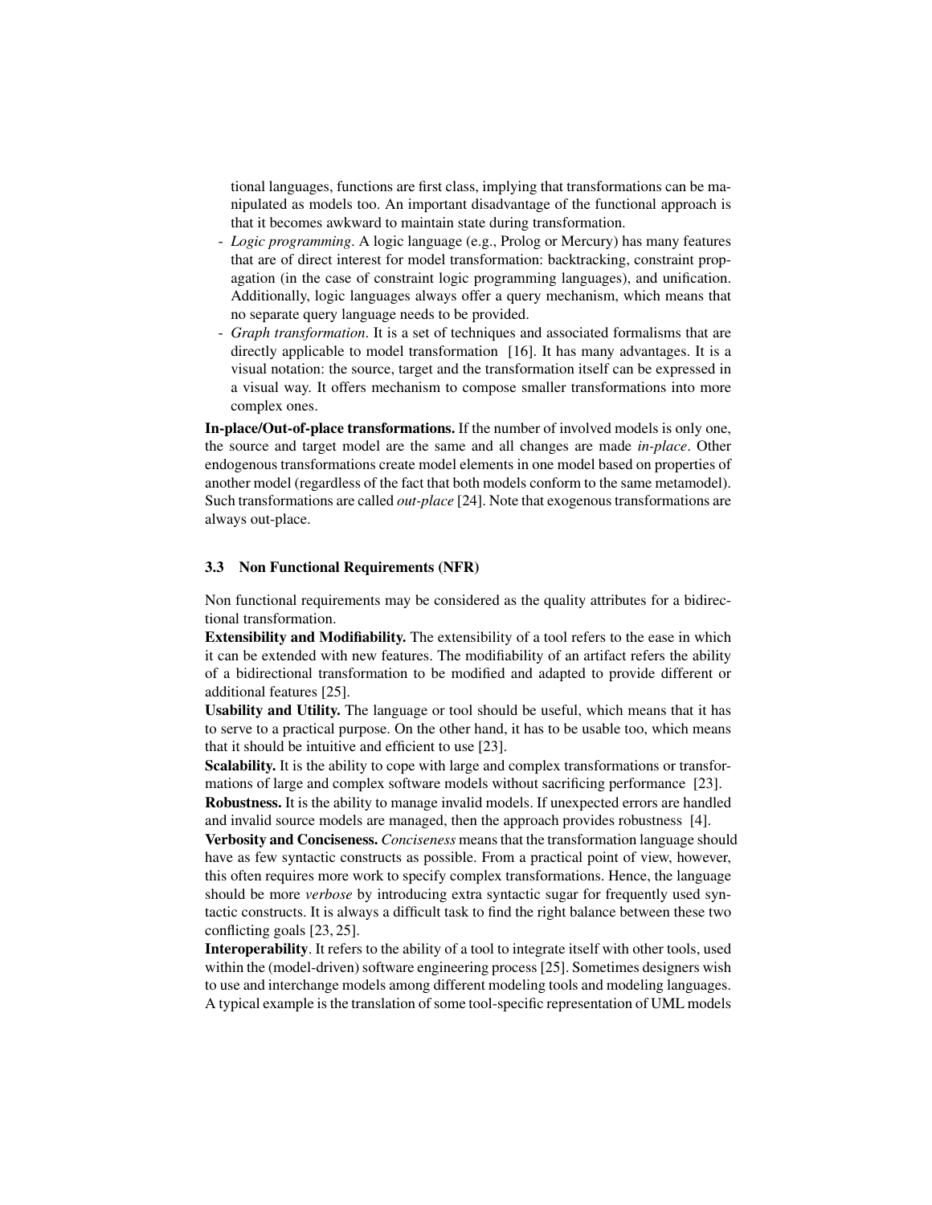tional languages, functions are first class, implying that transformations can be manipulated as models too. An important disadvantage of the functional approach is that it becomes awkward to maintain state during transformation.

- *Logic programming*. A logic language (e.g., Prolog or Mercury) has many features that are of direct interest for model transformation: backtracking, constraint propagation (in the case of constraint logic programming languages), and unification. Additionally, logic languages always offer a query mechanism, which means that no separate query language needs to be provided.
- *Graph transformation*. It is a set of techniques and associated formalisms that are directly applicable to model transformation [16]. It has many advantages. It is a visual notation: the source, target and the transformation itself can be expressed in a visual way. It offers mechanism to compose smaller transformations into more complex ones.

**In-place/Out-of-place transformations.** If the number of involved models is only one, the source and target model are the same and all changes are made *in-place*. Other endogenous transformations create model elements in one model based on properties of another model (regardless of the fact that both models conform to the same metamodel). Such transformations are called *out-place* [24]. Note that exogenous transformations are always out-place.

### 3.3 Non Functional Requirements (NFR)

Non functional requirements may be considered as the quality attributes for a bidirectional transformation.

**Extensibility and Modifiability.** The extensibility of a tool refers to the ease in which it can be extended with new features. The modifiability of an artifact refers the ability of a bidirectional transformation to be modified and adapted to provide different or additional features [25].

**Usability and Utility.** The language or tool should be useful, which means that it has to serve to a practical purpose. On the other hand, it has to be usable too, which means that it should be intuitive and efficient to use [23].

**Scalability.** It is the ability to cope with large and complex transformations or transformations of large and complex software models without sacrificing performance [23].

**Robustness.** It is the ability to manage invalid models. If unexpected errors are handled and invalid source models are managed, then the approach provides robustness [4].

**Verbosity and Conciseness.** *Conciseness* means that the transformation language should have as few syntactic constructs as possible. From a practical point of view, however, this often requires more work to specify complex transformations. Hence, the language should be more *verbose* by introducing extra syntactic sugar for frequently used syntactic constructs. It is always a difficult task to find the right balance between these two conflicting goals [23, 25].

**Interoperability**. It refers to the ability of a tool to integrate itself with other tools, used within the (model-driven) software engineering process [25]. Sometimes designers wish to use and interchange models among different modeling tools and modeling languages. A typical example is the translation of some tool-specific representation of UML models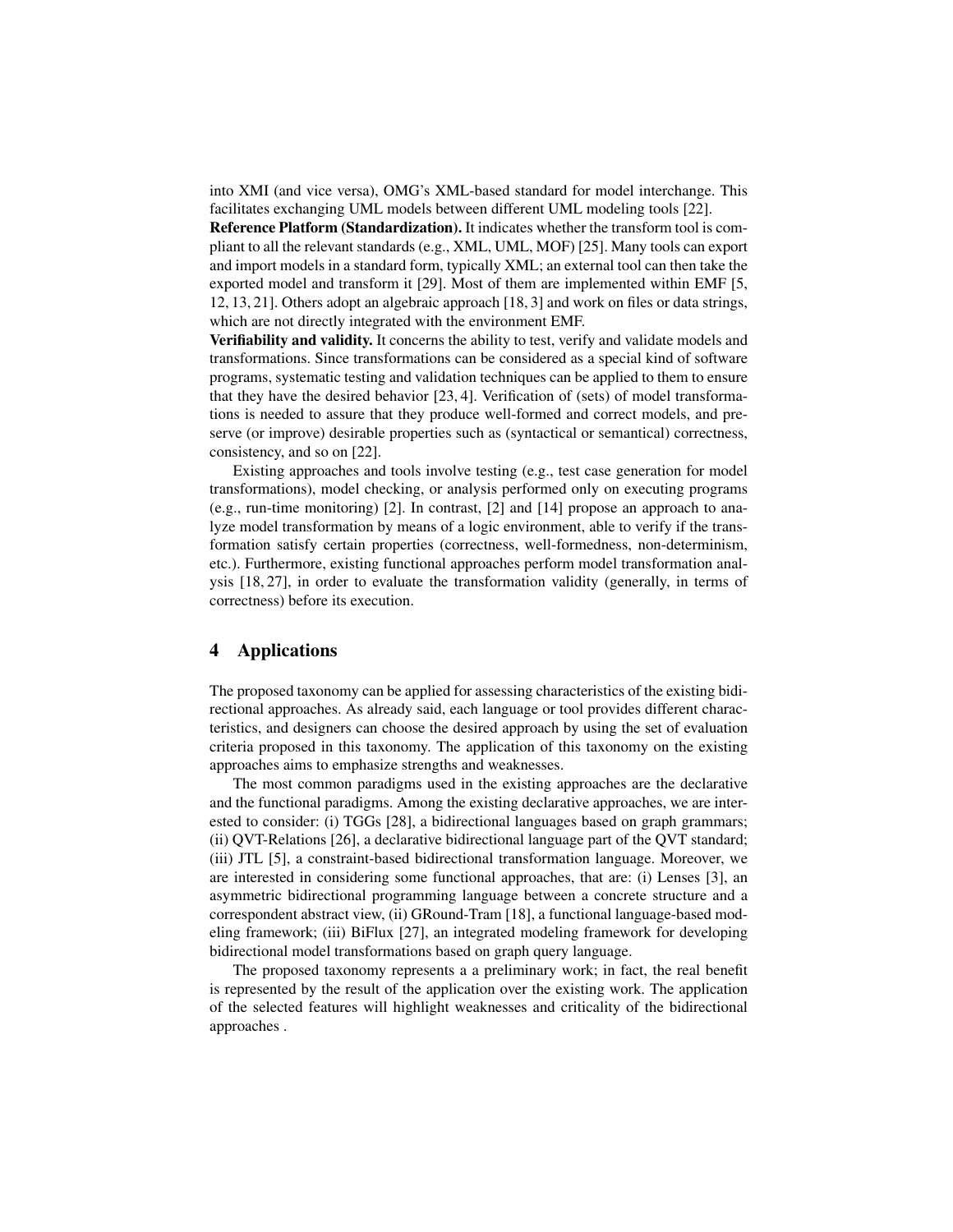into XMI (and vice versa), OMG's XML-based standard for model interchange. This facilitates exchanging UML models between different UML modeling tools [22].

**Reference Platform (Standardization).** It indicates whether the transform tool is compliant to all the relevant standards (e.g., XML, UML, MOF) [25]. Many tools can export and import models in a standard form, typically XML; an external tool can then take the exported model and transform it [29]. Most of them are implemented within EMF [5, 12, 13, 21]. Others adopt an algebraic approach [18, 3] and work on files or data strings, which are not directly integrated with the environment EMF.

**Verifiability and validity.** It concerns the ability to test, verify and validate models and transformations. Since transformations can be considered as a special kind of software programs, systematic testing and validation techniques can be applied to them to ensure that they have the desired behavior [23, 4]. Verification of (sets) of model transformations is needed to assure that they produce well-formed and correct models, and preserve (or improve) desirable properties such as (syntactical or semantical) correctness, consistency, and so on [22].

Existing approaches and tools involve testing (e.g., test case generation for model transformations), model checking, or analysis performed only on executing programs (e.g., run-time monitoring) [2]. In contrast, [2] and [14] propose an approach to analyze model transformation by means of a logic environment, able to verify if the transformation satisfy certain properties (correctness, well-formedness, non-determinism, etc.). Furthermore, existing functional approaches perform model transformation analysis [18, 27], in order to evaluate the transformation validity (generally, in terms of correctness) before its execution.

## 4 Applications

The proposed taxonomy can be applied for assessing characteristics of the existing bidirectional approaches. As already said, each language or tool provides different characteristics, and designers can choose the desired approach by using the set of evaluation criteria proposed in this taxonomy. The application of this taxonomy on the existing approaches aims to emphasize strengths and weaknesses.

The most common paradigms used in the existing approaches are the declarative and the functional paradigms. Among the existing declarative approaches, we are interested to consider: (i) TGGs [28], a bidirectional languages based on graph grammars; (ii) QVT-Relations [26], a declarative bidirectional language part of the QVT standard; (iii) JTL [5], a constraint-based bidirectional transformation language. Moreover, we are interested in considering some functional approaches, that are: (i) Lenses [3], an asymmetric bidirectional programming language between a concrete structure and a correspondent abstract view, (ii) GRound-Tram [18], a functional language-based modeling framework; (iii) BiFlux [27], an integrated modeling framework for developing bidirectional model transformations based on graph query language.

The proposed taxonomy represents a a preliminary work; in fact, the real benefit is represented by the result of the application over the existing work. The application of the selected features will highlight weaknesses and criticality of the bidirectional approaches .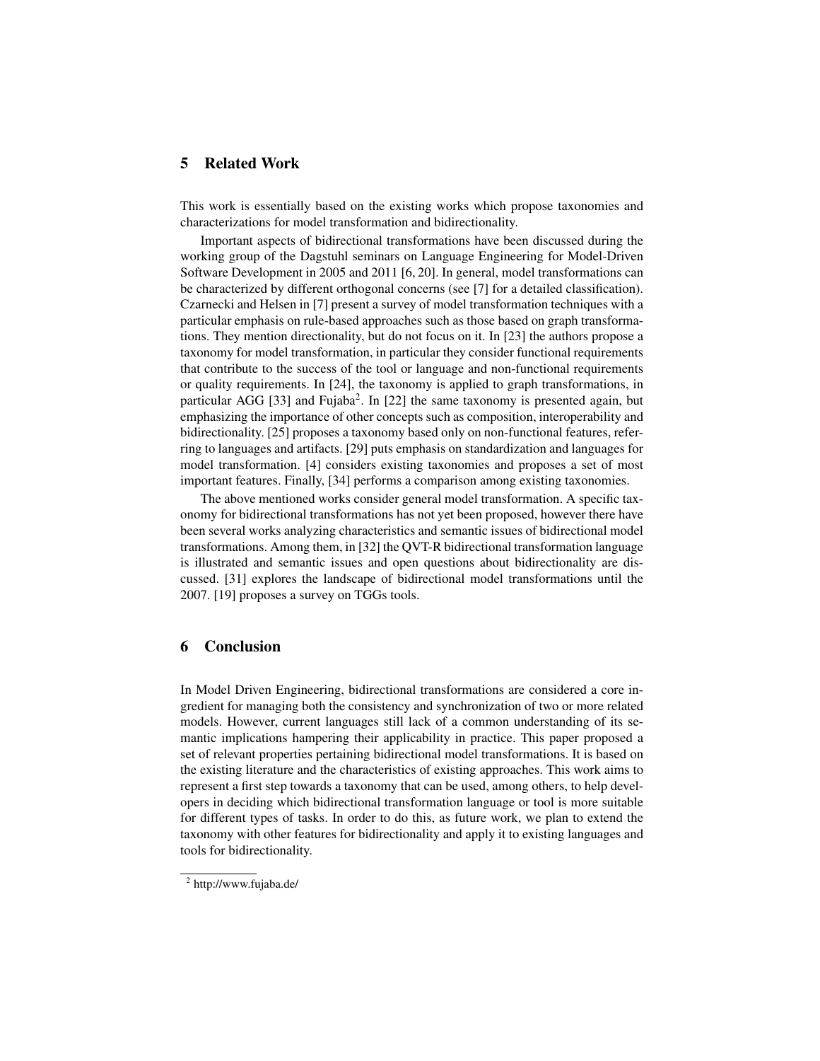## 5 Related Work

This work is essentially based on the existing works which propose taxonomies and characterizations for model transformation and bidirectionality.

Important aspects of bidirectional transformations have been discussed during the working group of the Dagstuhl seminars on Language Engineering for Model-Driven Software Development in 2005 and 2011 [6, 20]. In general, model transformations can be characterized by different orthogonal concerns (see [7] for a detailed classification). Czarnecki and Helsen in [7] present a survey of model transformation techniques with a particular emphasis on rule-based approaches such as those based on graph transformations. They mention directionality, but do not focus on it. In [23] the authors propose a taxonomy for model transformation, in particular they consider functional requirements that contribute to the success of the tool or language and non-functional requirements or quality requirements. In [24], the taxonomy is applied to graph transformations, in particular AGG [33] and Fujaba[2]. In [22] the same taxonomy is presented again, but emphasizing the importance of other concepts such as composition, interoperability and bidirectionality. [25] proposes a taxonomy based only on non-functional features, referring to languages and artifacts. [29] puts emphasis on standardization and languages for model transformation. [4] considers existing taxonomies and proposes a set of most important features. Finally, [34] performs a comparison among existing taxonomies.

The above mentioned works consider general model transformation. A specific taxonomy for bidirectional transformations has not yet been proposed, however there have been several works analyzing characteristics and semantic issues of bidirectional model transformations. Among them, in [32] the QVT-R bidirectional transformation language is illustrated and semantic issues and open questions about bidirectionality are discussed. [31] explores the landscape of bidirectional model transformations until the 2007. [19] proposes a survey on TGGs tools.

## 6 Conclusion

In Model Driven Engineering, bidirectional transformations are considered a core ingredient for managing both the consistency and synchronization of two or more related models. However, current languages still lack of a common understanding of its semantic implications hampering their applicability in practice. This paper proposed a set of relevant properties pertaining bidirectional model transformations. It is based on the existing literature and the characteristics of existing approaches. This work aims to represent a first step towards a taxonomy that can be used, among others, to help developers in deciding which bidirectional transformation language or tool is more suitable for different types of tasks. In order to do this, as future work, we plan to extend the taxonomy with other features for bidirectionality and apply it to existing languages and tools for bidirectionality.

[2] http://www.fujaba.de/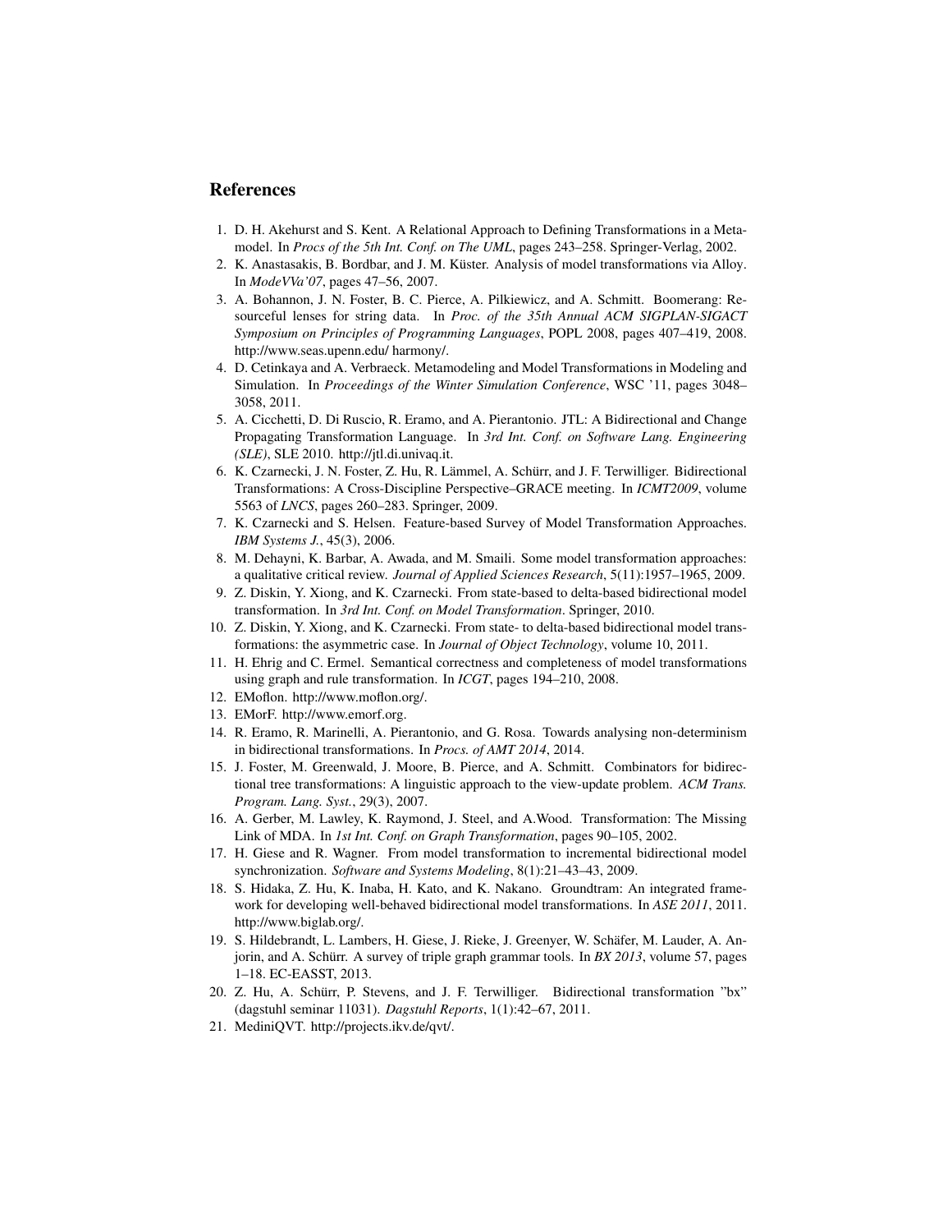## References

1. D. H. Akehurst and S. Kent. A Relational Approach to Defining Transformations in a Metamodel. In *Procs of the 5th Int. Conf. on The UML*, pages 243–258. Springer-Verlag, 2002.
2. K. Anastasakis, B. Bordbar, and J. M. Küster. Analysis of model transformations via Alloy. In *ModeVVa'07*, pages 47–56, 2007.
3. A. Bohannon, J. N. Foster, B. C. Pierce, A. Pilkiewicz, and A. Schmitt. Boomerang: Resourceful lenses for string data. In *Proc. of the 35th Annual ACM SIGPLAN-SIGACT Symposium on Principles of Programming Languages*, POPL 2008, pages 407–419, 2008. http://www.seas.upenn.edu/ harmony/.
4. D. Cetinkaya and A. Verbraeck. Metamodeling and Model Transformations in Modeling and Simulation. In *Proceedings of the Winter Simulation Conference*, WSC '11, pages 3048–3058, 2011.
5. A. Cicchetti, D. Di Ruscio, R. Eramo, and A. Pierantonio. JTL: A Bidirectional and Change Propagating Transformation Language. In *3rd Int. Conf. on Software Lang. Engineering (SLE)*, SLE 2010. http://jtl.di.univaq.it.
6. K. Czarnecki, J. N. Foster, Z. Hu, R. Lämmel, A. Schürr, and J. F. Terwilliger. Bidirectional Transformations: A Cross-Discipline Perspective–GRACE meeting. In *ICMT2009*, volume 5563 of *LNCS*, pages 260–283. Springer, 2009.
7. K. Czarnecki and S. Helsen. Feature-based Survey of Model Transformation Approaches. *IBM Systems J.*, 45(3), 2006.
8. M. Dehayni, K. Barbar, A. Awada, and M. Smaili. Some model transformation approaches: a qualitative critical review. *Journal of Applied Sciences Research*, 5(11):1957–1965, 2009.
9. Z. Diskin, Y. Xiong, and K. Czarnecki. From state-based to delta-based bidirectional model transformation. In *3rd Int. Conf. on Model Transformation*. Springer, 2010.
10. Z. Diskin, Y. Xiong, and K. Czarnecki. From state- to delta-based bidirectional model transformations: the asymmetric case. In *Journal of Object Technology*, volume 10, 2011.
11. H. Ehrig and C. Ermel. Semantical correctness and completeness of model transformations using graph and rule transformation. In *ICGT*, pages 194–210, 2008.
12. EMoflon. http://www.moflon.org/.
13. EMorF. http://www.emorf.org.
14. R. Eramo, R. Marinelli, A. Pierantonio, and G. Rosa. Towards analysing non-determinism in bidirectional transformations. In *Procs. of AMT 2014*, 2014.
15. J. Foster, M. Greenwald, J. Moore, B. Pierce, and A. Schmitt. Combinators for bidirectional tree transformations: A linguistic approach to the view-update problem. *ACM Trans. Program. Lang. Syst.*, 29(3), 2007.
16. A. Gerber, M. Lawley, K. Raymond, J. Steel, and A.Wood. Transformation: The Missing Link of MDA. In *1st Int. Conf. on Graph Transformation*, pages 90–105, 2002.
17. H. Giese and R. Wagner. From model transformation to incremental bidirectional model synchronization. *Software and Systems Modeling*, 8(1):21–43–43, 2009.
18. S. Hidaka, Z. Hu, K. Inaba, H. Kato, and K. Nakano. Groundtram: An integrated framework for developing well-behaved bidirectional model transformations. In *ASE 2011*, 2011. http://www.biglab.org/.
19. S. Hildebrandt, L. Lambers, H. Giese, J. Rieke, J. Greenyer, W. Schäfer, M. Lauder, A. Anjorin, and A. Schürr. A survey of triple graph grammar tools. In *BX 2013*, volume 57, pages 1–18. EC-EASST, 2013.
20. Z. Hu, A. Schürr, P. Stevens, and J. F. Terwilliger. Bidirectional transformation "bx" (dagstuhl seminar 11031). *Dagstuhl Reports*, 1(1):42–67, 2011.
21. MediniQVT. http://projects.ikv.de/qvt/.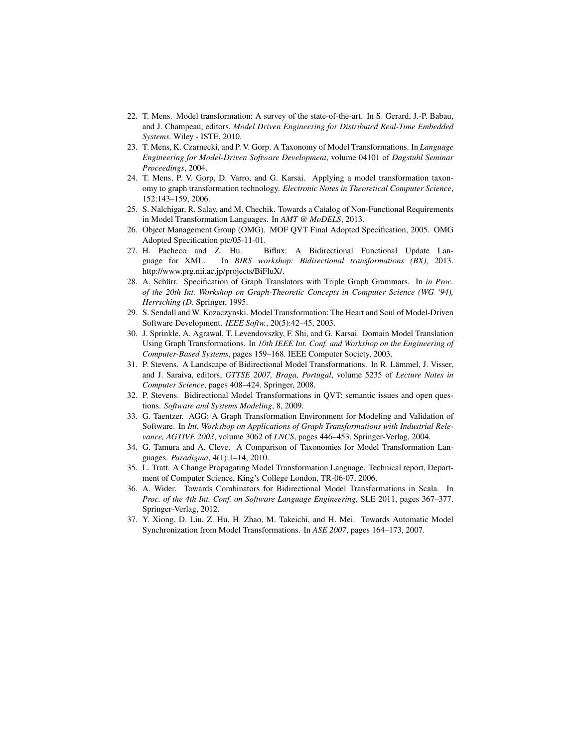22. T. Mens. Model transformation: A survey of the state-of-the-art. In S. Gerard, J.-P. Babau, and J. Champeau, editors, *Model Driven Engineering for Distributed Real-Time Embedded Systems*. Wiley - ISTE, 2010.
23. T. Mens, K. Czarnecki, and P. V. Gorp. A Taxonomy of Model Transformations. In *Language Engineering for Model-Driven Software Development*, volume 04101 of *Dagstuhl Seminar Proceedings*, 2004.
24. T. Mens, P. V. Gorp, D. Varro, and G. Karsai. Applying a model transformation taxonomy to graph transformation technology. *Electronic Notes in Theoretical Computer Science*, 152:143–159, 2006.
25. S. Nalchigar, R. Salay, and M. Chechik. Towards a Catalog of Non-Functional Requirements in Model Transformation Languages. In *AMT @ MoDELS*, 2013.
26. Object Management Group (OMG). MOF QVT Final Adopted Specification, 2005. OMG Adopted Specification ptc/05-11-01.
27. H. Pacheco and Z. Hu. Biflux: A Bidirectional Functional Update Language for XML. In *BIRS workshop: Bidirectional transformations (BX)*, 2013. http://www.prg.nii.ac.jp/projects/BiFluX/.
28. A. Schürr. Specification of Graph Translators with Triple Graph Grammars. In *in Proc. of the 20th Int. Workshop on Graph-Theoretic Concepts in Computer Science (WG '94), Herrsching (D*. Springer, 1995.
29. S. Sendall and W. Kozaczynski. Model Transformation: The Heart and Soul of Model-Driven Software Development. *IEEE Softw.*, 20(5):42–45, 2003.
30. J. Sprinkle, A. Agrawal, T. Levendovszky, F. Shi, and G. Karsai. Domain Model Translation Using Graph Transformations. In *10th IEEE Int. Conf. and Workshop on the Engineering of Computer-Based Systems*, pages 159–168. IEEE Computer Society, 2003.
31. P. Stevens. A Landscape of Bidirectional Model Transformations. In R. Lämmel, J. Visser, and J. Saraiva, editors, *GTTSE 2007, Braga, Portugal*, volume 5235 of *Lecture Notes in Computer Science*, pages 408–424. Springer, 2008.
32. P. Stevens. Bidirectional Model Transformations in QVT: semantic issues and open questions. *Software and Systems Modeling*, 8, 2009.
33. G. Taentzer. AGG: A Graph Transformation Environment for Modeling and Validation of Software. In *Int. Workshop on Applications of Graph Transformations with Industrial Relevance, AGTIVE 2003*, volume 3062 of *LNCS*, pages 446–453. Springer-Verlag, 2004.
34. G. Tamura and A. Cleve. A Comparison of Taxonomies for Model Transformation Languages. *Paradigma*, 4(1):1–14, 2010.
35. L. Tratt. A Change Propagating Model Transformation Language. Technical report, Department of Computer Science, King's College London, TR-06-07, 2006.
36. A. Wider. Towards Combinators for Bidirectional Model Transformations in Scala. In *Proc. of the 4th Int. Conf. on Software Language Engineering*, SLE 2011, pages 367–377. Springer-Verlag, 2012.
37. Y. Xiong, D. Liu, Z. Hu, H. Zhao, M. Takeichi, and H. Mei. Towards Automatic Model Synchronization from Model Transformations. In *ASE 2007*, pages 164–173, 2007.